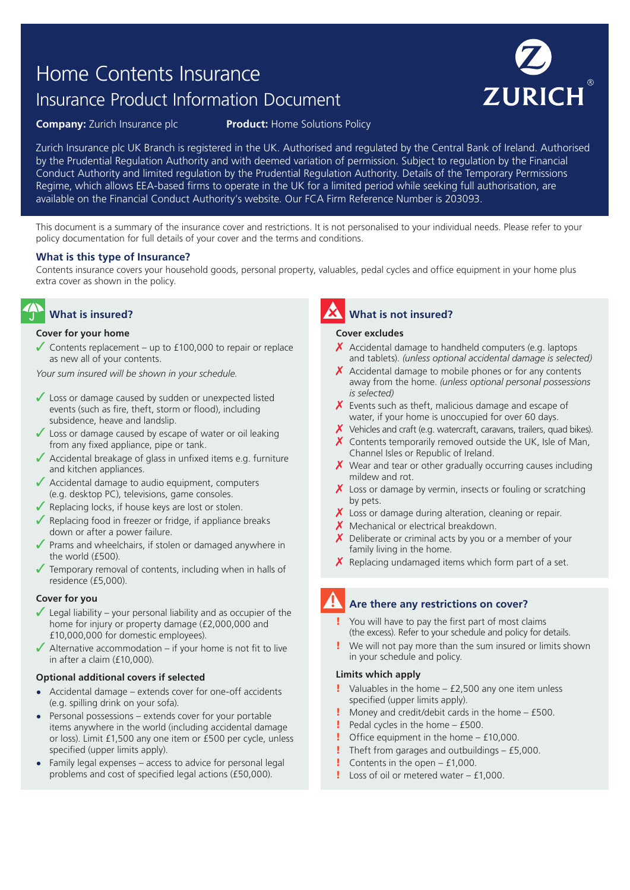# Home Contents Insurance

## Insurance Product Information Document

**Company:** Zurich Insurance plc **Product:** Home Solutions Policy

Zurich Insurance plc UK Branch is registered in the UK. Authorised and regulated by the Central Bank of Ireland. Authorised by the Prudential Regulation Authority and with deemed variation of permission. Subject to regulation by the Financial Conduct Authority and limited regulation by the Prudential Regulation Authority. Details of the Temporary Permissions Regime, which allows EEA-based firms to operate in the UK for a limited period while seeking full authorisation, are available on the Financial Conduct Authority's website. Our FCA Firm Reference Number is 203093.

This document is a summary of the insurance cover and restrictions. It is not personalised to your individual needs. Please refer to your policy documentation for full details of your cover and the terms and conditions.

### What is this type of Insurance?

Contents insurance covers your household goods, personal property, valuables, pedal cycles and office equipment in your home plus extra cover as shown in the policy.

### What is insured?

**Cover for your home**

- ✓ Contents replacement – up to £100,000 to repair or replace as new all of your contents.

*Your sum insured will be shown in your schedule.*

- ✓ Loss or damage caused by sudden or unexpected listed events (such as fire, theft, storm or flood), including subsidence, heave and landslip.
- ✓ Loss or damage caused by escape of water or oil leaking from any fixed appliance, pipe or tank.
- ✓ Accidental breakage of glass in unfixed items e.g. furniture and kitchen appliances.
- ✓ Accidental damage to audio equipment, computers (e.g. desktop PC), televisions, game consoles.
- ✓ Replacing locks, if house keys are lost or stolen.
- ✓ Replacing food in freezer or fridge, if appliance breaks down or after a power failure.
- ✓ Prams and wheelchairs, if stolen or damaged anywhere in the world (£500).
- ✓ Temporary removal of contents, including when in halls of residence (£5,000).

**Cover for you**

- ✓ Legal liability – your personal liability and as occupier of the home for injury or property damage (£2,000,000 and £10,000,000 for domestic employees).
- ✓ Alternative accommodation – if your home is not fit to live in after a claim (£10,000).

**Optional additional covers if selected**

- Accidental damage – extends cover for one-off accidents (e.g. spilling drink on your sofa).
- Personal possessions – extends cover for your portable items anywhere in the world (including accidental damage or loss). Limit £1,500 any one item or £500 per cycle, unless specified (upper limits apply).
- Family legal expenses – access to advice for personal legal problems and cost of specified legal actions (£50,000).

### What is not insured?

**Cover excludes**

- ✗ Accidental damage to handheld computers (e.g. laptops and tablets). *(unless optional accidental damage is selected)*
- ✗ Accidental damage to mobile phones or for any contents away from the home. *(unless optional personal possessions is selected)*
- ✗ Events such as theft, malicious damage and escape of water, if your home is unoccupied for over 60 days.
- ✗ Vehicles and craft (e.g. watercraft, caravans, trailers, quad bikes).
- ✗ Contents temporarily removed outside the UK, Isle of Man, Channel Isles or Republic of Ireland.
- ✗ Wear and tear or other gradually occurring causes including mildew and rot.
- ✗ Loss or damage by vermin, insects or fouling or scratching by pets.
- ✗ Loss or damage during alteration, cleaning or repair.
- ✗ Mechanical or electrical breakdown.
- ✗ Deliberate or criminal acts by you or a member of your family living in the home.
- ✗ Replacing undamaged items which form part of a set.

### Are there any restrictions on cover?

- ! You will have to pay the first part of most claims (the excess). Refer to your schedule and policy for details.
- ! We will not pay more than the sum insured or limits shown in your schedule and policy.

**Limits which apply**

- ! Valuables in the home – £2,500 any one item unless specified (upper limits apply).
- ! Money and credit/debit cards in the home – £500.
- ! Pedal cycles in the home – £500.
- ! Office equipment in the home – £10,000.
- ! Theft from garages and outbuildings – £5,000.
- ! Contents in the open – £1,000.
- ! Loss of oil or metered water – £1,000.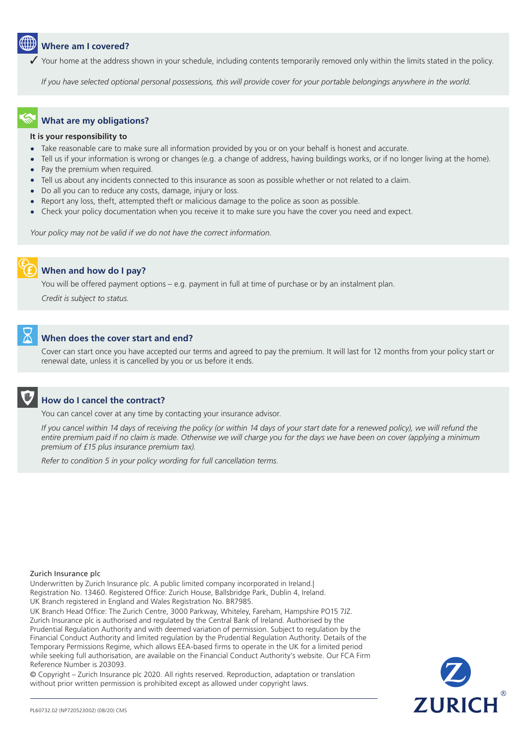## Where am I covered?

✓ Your home at the address shown in your schedule, including contents temporarily removed only within the limits stated in the policy.

*If you have selected optional personal possessions, this will provide cover for your portable belongings anywhere in the world.*

## What are my obligations?

**It is your responsibility to**

- Take reasonable care to make sure all information provided by you or on your behalf is honest and accurate.
- Tell us if your information is wrong or changes (e.g. a change of address, having buildings works, or if no longer living at the home).
- Pay the premium when required.
- Tell us about any incidents connected to this insurance as soon as possible whether or not related to a claim.
- Do all you can to reduce any costs, damage, injury or loss.
- Report any loss, theft, attempted theft or malicious damage to the police as soon as possible.
- Check your policy documentation when you receive it to make sure you have the cover you need and expect.

*Your policy may not be valid if we do not have the correct information.*

## When and how do I pay?

You will be offered payment options – e.g. payment in full at time of purchase or by an instalment plan.

*Credit is subject to status.*

## When does the cover start and end?

Cover can start once you have accepted our terms and agreed to pay the premium. It will last for 12 months from your policy start or renewal date, unless it is cancelled by you or us before it ends.

## How do I cancel the contract?

You can cancel cover at any time by contacting your insurance advisor.

*If you cancel within 14 days of receiving the policy (or within 14 days of your start date for a renewed policy), we will refund the entire premium paid if no claim is made. Otherwise we will charge you for the days we have been on cover (applying a minimum premium of £15 plus insurance premium tax).*

*Refer to condition 5 in your policy wording for full cancellation terms.*

Zurich Insurance plc

Underwritten by Zurich Insurance plc. A public limited company incorporated in Ireland.| Registration No. 13460. Registered Office: Zurich House, Ballsbridge Park, Dublin 4, Ireland. UK Branch registered in England and Wales Registration No. BR7985.
UK Branch Head Office: The Zurich Centre, 3000 Parkway, Whiteley, Fareham, Hampshire PO15 7JZ. Zurich Insurance plc is authorised and regulated by the Central Bank of Ireland. Authorised by the Prudential Regulation Authority and with deemed variation of permission. Subject to regulation by the Financial Conduct Authority and limited regulation by the Prudential Regulation Authority. Details of the Temporary Permissions Regime, which allows EEA-based firms to operate in the UK for a limited period while seeking full authorisation, are available on the Financial Conduct Authority's website. Our FCA Firm Reference Number is 203093.
© Copyright – Zurich Insurance plc 2020. All rights reserved. Reproduction, adaptation or translation without prior written permission is prohibited except as allowed under copyright laws.

PL60732.02 (NP720523002) (08/20) CMS

ZURICH®